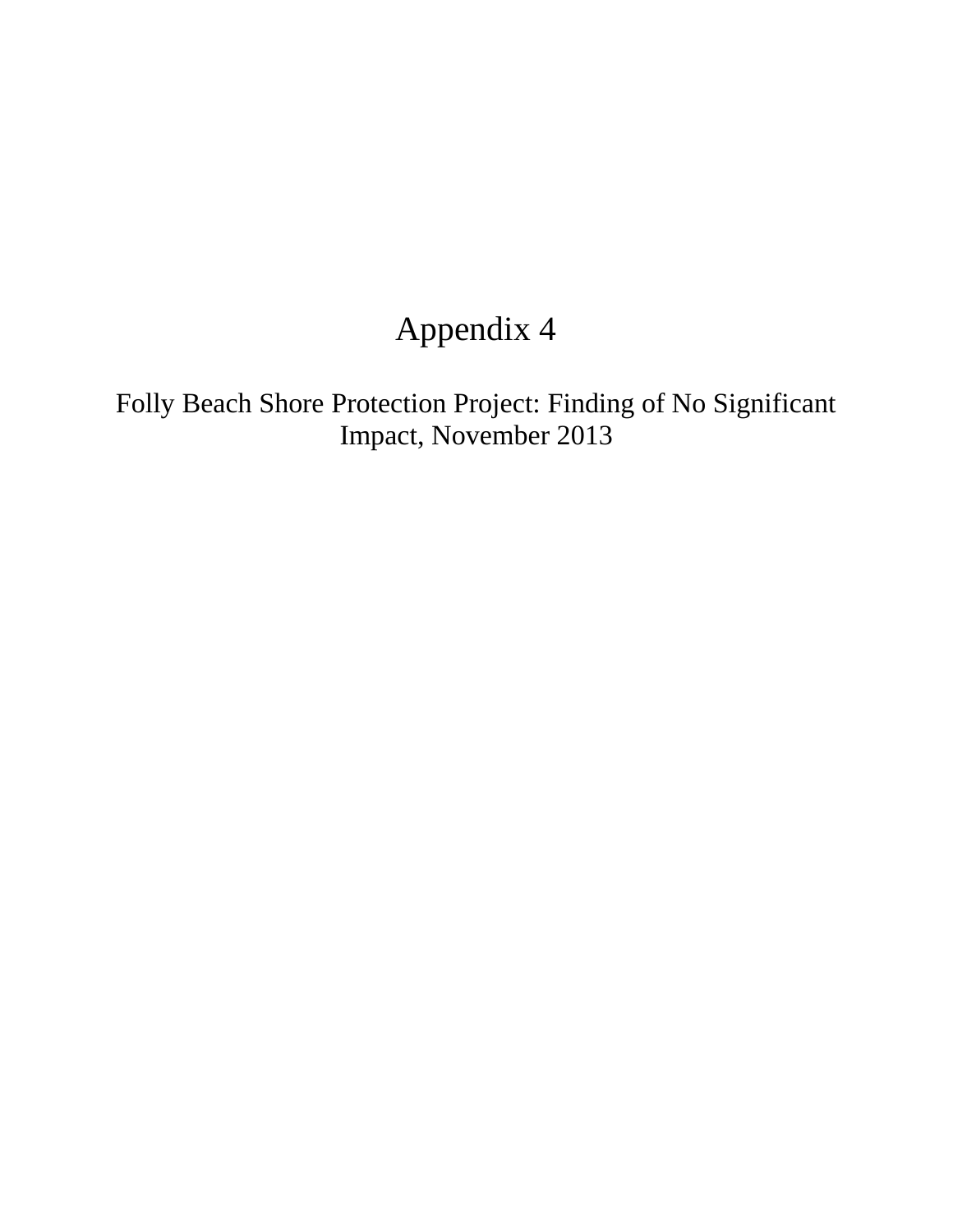# Appendix 4

Folly Beach Shore Protection Project: Finding of No Significant Impact, November 2013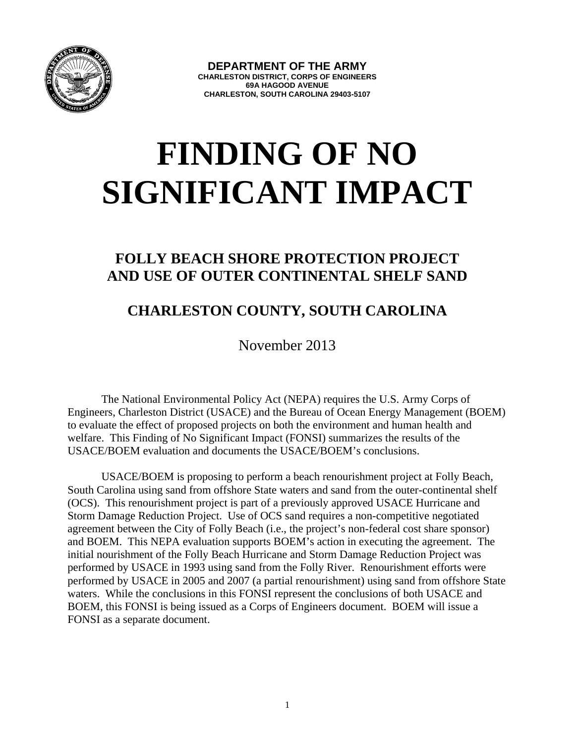**DEPARTMENT OF THE ARMY**
**CHARLESTON DISTRICT, CORPS OF ENGINEERS**
**69A HAGOOD AVENUE**
**CHARLESTON, SOUTH CAROLINA 29403-5107**

# FINDING OF NO SIGNIFICANT IMPACT

## FOLLY BEACH SHORE PROTECTION PROJECT AND USE OF OUTER CONTINENTAL SHELF SAND

## CHARLESTON COUNTY, SOUTH CAROLINA

November 2013

The National Environmental Policy Act (NEPA) requires the U.S. Army Corps of Engineers, Charleston District (USACE) and the Bureau of Ocean Energy Management (BOEM) to evaluate the effect of proposed projects on both the environment and human health and welfare. This Finding of No Significant Impact (FONSI) summarizes the results of the USACE/BOEM evaluation and documents the USACE/BOEM's conclusions.

USACE/BOEM is proposing to perform a beach renourishment project at Folly Beach, South Carolina using sand from offshore State waters and sand from the outer-continental shelf (OCS). This renourishment project is part of a previously approved USACE Hurricane and Storm Damage Reduction Project. Use of OCS sand requires a non-competitive negotiated agreement between the City of Folly Beach (i.e., the project's non-federal cost share sponsor) and BOEM. This NEPA evaluation supports BOEM's action in executing the agreement. The initial nourishment of the Folly Beach Hurricane and Storm Damage Reduction Project was performed by USACE in 1993 using sand from the Folly River. Renourishment efforts were performed by USACE in 2005 and 2007 (a partial renourishment) using sand from offshore State waters. While the conclusions in this FONSI represent the conclusions of both USACE and BOEM, this FONSI is being issued as a Corps of Engineers document. BOEM will issue a FONSI as a separate document.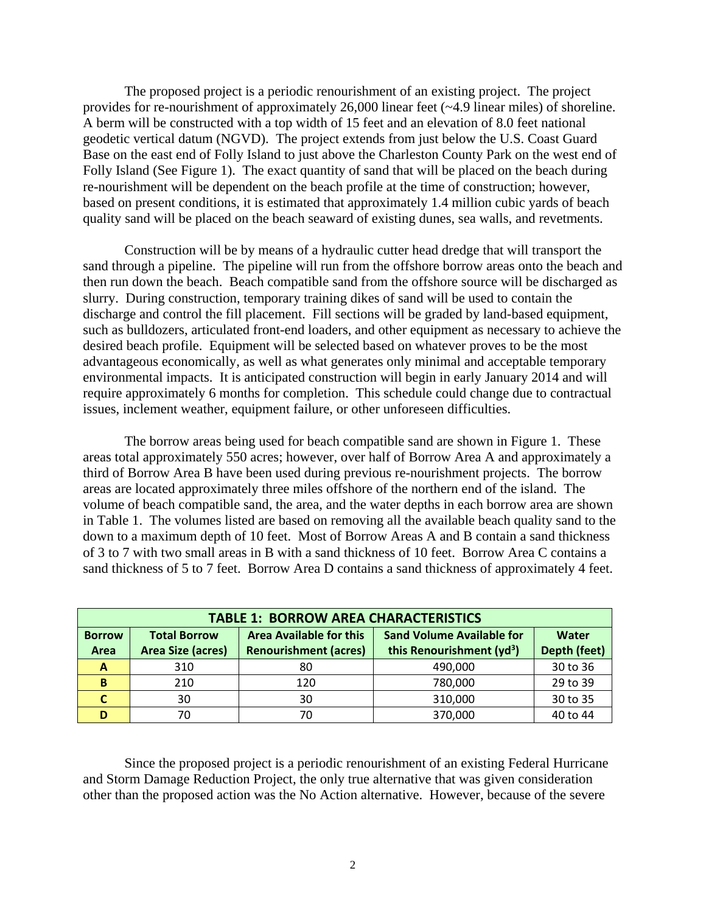The proposed project is a periodic renourishment of an existing project. The project provides for re-nourishment of approximately 26,000 linear feet (~4.9 linear miles) of shoreline. A berm will be constructed with a top width of 15 feet and an elevation of 8.0 feet national geodetic vertical datum (NGVD). The project extends from just below the U.S. Coast Guard Base on the east end of Folly Island to just above the Charleston County Park on the west end of Folly Island (See Figure 1). The exact quantity of sand that will be placed on the beach during re-nourishment will be dependent on the beach profile at the time of construction; however, based on present conditions, it is estimated that approximately 1.4 million cubic yards of beach quality sand will be placed on the beach seaward of existing dunes, sea walls, and revetments.

Construction will be by means of a hydraulic cutter head dredge that will transport the sand through a pipeline. The pipeline will run from the offshore borrow areas onto the beach and then run down the beach. Beach compatible sand from the offshore source will be discharged as slurry. During construction, temporary training dikes of sand will be used to contain the discharge and control the fill placement. Fill sections will be graded by land-based equipment, such as bulldozers, articulated front-end loaders, and other equipment as necessary to achieve the desired beach profile. Equipment will be selected based on whatever proves to be the most advantageous economically, as well as what generates only minimal and acceptable temporary environmental impacts. It is anticipated construction will begin in early January 2014 and will require approximately 6 months for completion. This schedule could change due to contractual issues, inclement weather, equipment failure, or other unforeseen difficulties.

The borrow areas being used for beach compatible sand are shown in Figure 1. These areas total approximately 550 acres; however, over half of Borrow Area A and approximately a third of Borrow Area B have been used during previous re-nourishment projects. The borrow areas are located approximately three miles offshore of the northern end of the island. The volume of beach compatible sand, the area, and the water depths in each borrow area are shown in Table 1. The volumes listed are based on removing all the available beach quality sand to the down to a maximum depth of 10 feet. Most of Borrow Areas A and B contain a sand thickness of 3 to 7 with two small areas in B with a sand thickness of 10 feet. Borrow Area C contains a sand thickness of 5 to 7 feet. Borrow Area D contains a sand thickness of approximately 4 feet.

**TABLE 1: BORROW AREA CHARACTERISTICS**

| Borrow Area | Total Borrow Area Size (acres) | Area Available for this Renourishment (acres) | Sand Volume Available for this Renourishment (yd$^3$) | Water Depth (feet) |
|---|---|---|---|---|
| A | 310 | 80 | 490,000 | 30 to 36 |
| B | 210 | 120 | 780,000 | 29 to 39 |
| C | 30 | 30 | 310,000 | 30 to 35 |
| D | 70 | 70 | 370,000 | 40 to 44 |

Since the proposed project is a periodic renourishment of an existing Federal Hurricane and Storm Damage Reduction Project, the only true alternative that was given consideration other than the proposed action was the No Action alternative. However, because of the severe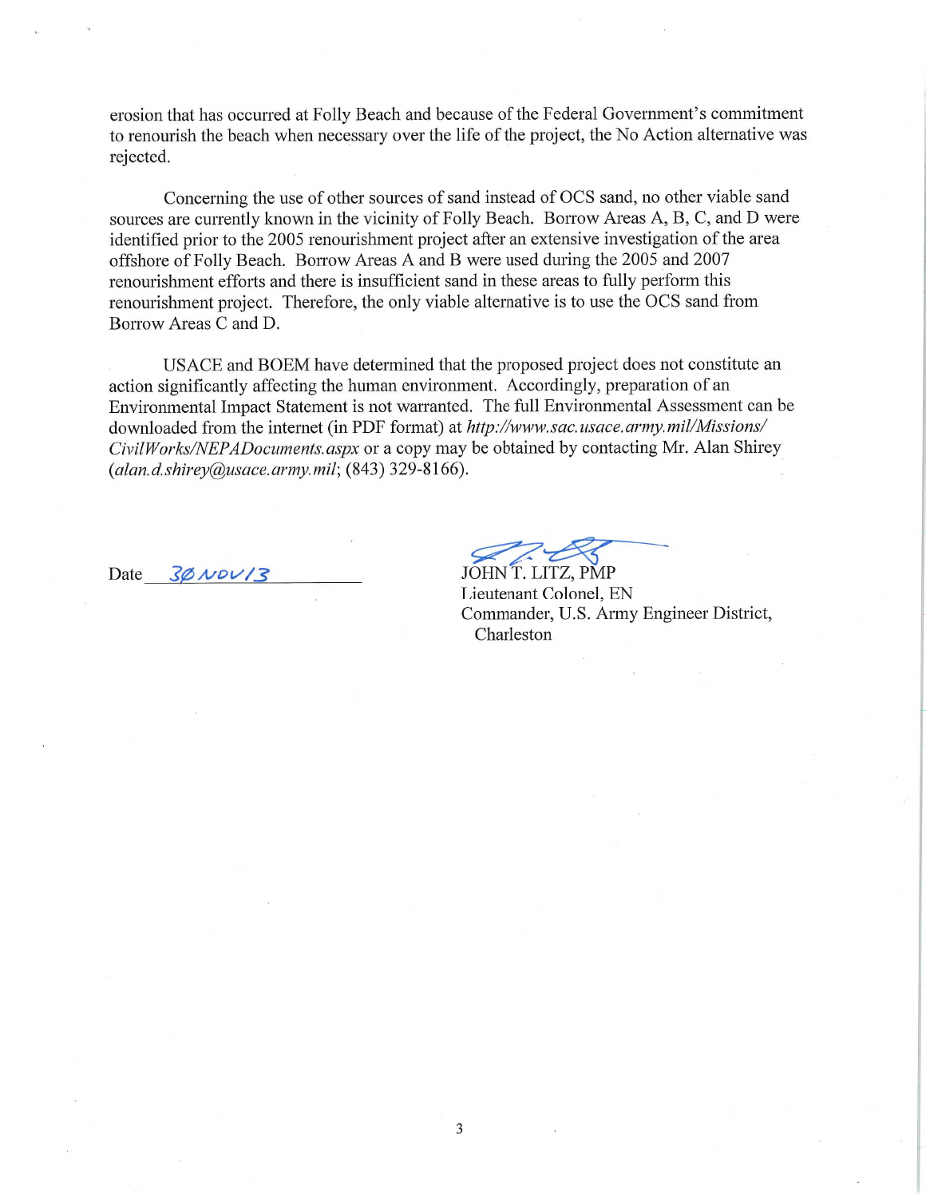erosion that has occurred at Folly Beach and because of the Federal Government's commitment to renourish the beach when necessary over the life of the project, the No Action alternative was rejected.

Concerning the use of other sources of sand instead of OCS sand, no other viable sand sources are currently known in the vicinity of Folly Beach. Borrow Areas A, B, C, and D were identified prior to the 2005 renourishment project after an extensive investigation of the area offshore of Folly Beach. Borrow Areas A and B were used during the 2005 and 2007 renourishment efforts and there is insufficient sand in these areas to fully perform this renourishment project. Therefore, the only viable alternative is to use the OCS sand from Borrow Areas C and D.

USACE and BOEM have determined that the proposed project does not constitute an action significantly affecting the human environment. Accordingly, preparation of an Environmental Impact Statement is not warranted. The full Environmental Assessment can be downloaded from the internet (in PDF format) at *http://www.sac.usace.army.mil/Missions/CivilWorks/NEPADocuments.aspx* or a copy may be obtained by contacting Mr. Alan Shirey (*alan.d.shirey@usace.army.mil*; (843) 329-8166).

Date 30 NOV 13

JOHN T. LITZ, PMP
Lieutenant Colonel, EN
Commander, U.S. Army Engineer District, Charleston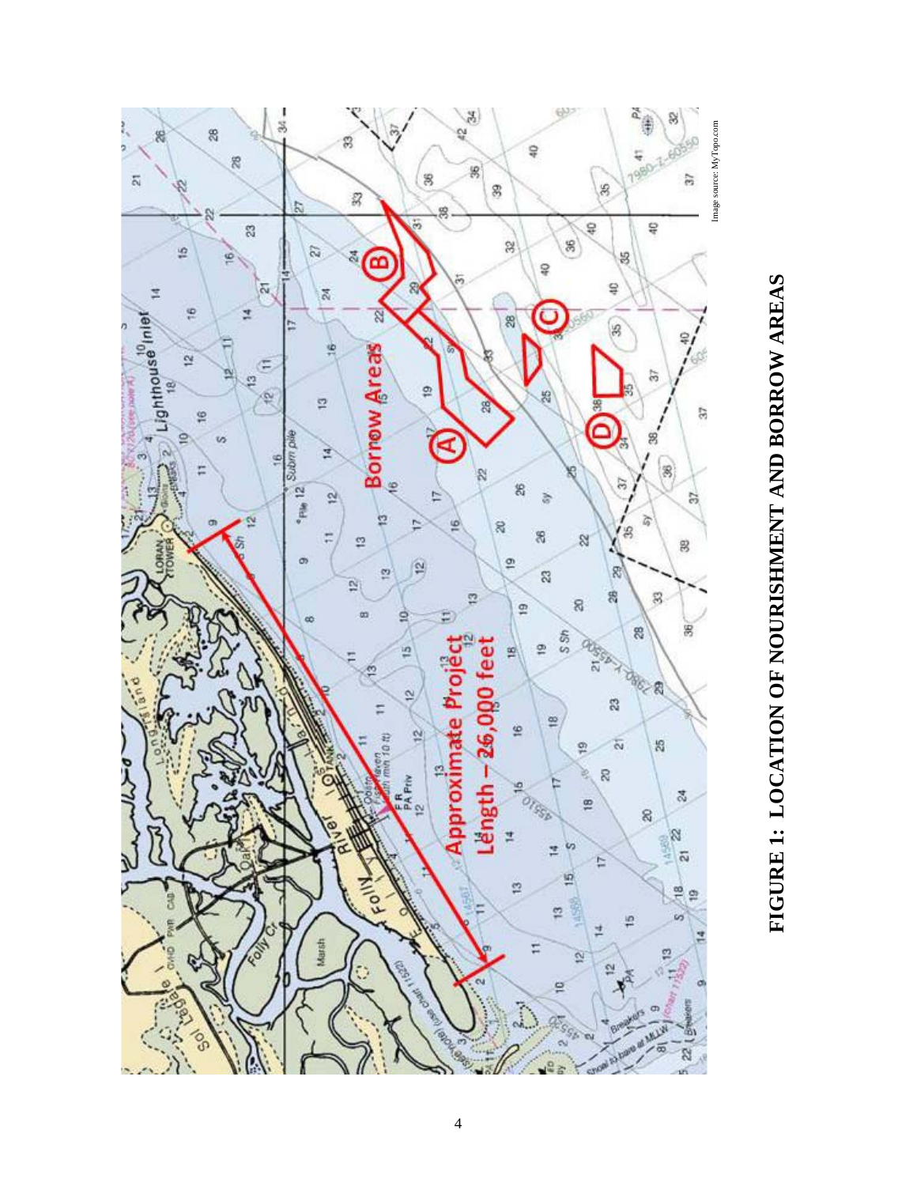Image source: MyTopo.com

Approximate Project Length – 26,000 feet

Borrow Areas

A

B

C

D

**FIGURE 1: LOCATION OF NOURISHMENT AND BORROW AREAS**